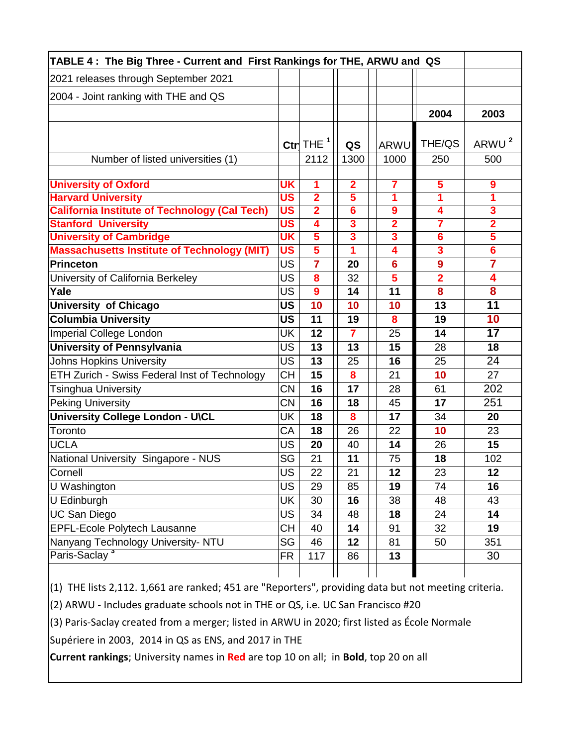| TABLE 4 : The Big Three - Current and First Rankings for THE, ARWU and QS | | | | | | |
|---|---|---|---|---|---|---|
| 2021 releases through September 2021 | | | | | | |
| 2004 - Joint ranking with THE and QS | | | | | | |
| | | | | | 2004 | 2003 |
| | Ctr | THE [1] | QS | ARWU | THE/QS | ARWU [2] |
| Number of listed universities (1) | | 2112 | 1300 | 1000 | 250 | 500 |
| | | | | | | |
| **University of Oxford** | **UK** | **1** | **2** | **7** | **5** | **9** |
| **Harvard University** | **US** | **2** | **5** | **1** | **1** | **1** |
| **California Institute of Technology (Cal Tech)** | **US** | **2** | **6** | **9** | **4** | **3** |
| **Stanford University** | **US** | **4** | **3** | **2** | **7** | **2** |
| **University of Cambridge** | **UK** | **5** | **3** | **3** | **6** | **5** |
| **Massachusetts Institute of Technology (MIT)** | **US** | **5** | **1** | **4** | **3** | **6** |
| **Princeton** | US | **7** | **20** | **6** | **9** | **7** |
| University of California Berkeley | US | **8** | 32 | **5** | **2** | **4** |
| **Yale** | US | **9** | **14** | **11** | **8** | **8** |
| **University of Chicago** | **US** | **10** | **10** | **10** | **13** | **11** |
| **Columbia University** | **US** | **11** | **19** | **8** | **19** | **10** |
| Imperial College London | UK | **12** | **7** | 25 | **14** | **17** |
| **University of Pennsylvania** | US | **13** | **13** | **15** | 28 | **18** |
| Johns Hopkins University | US | **13** | 25 | **16** | 25 | 24 |
| ETH Zurich - Swiss Federal Inst of Technology | CH | **15** | **8** | 21 | **10** | 27 |
| Tsinghua University | CN | **16** | **17** | 28 | 61 | 202 |
| Peking University | CN | **16** | **18** | 45 | **17** | 251 |
| **University College London - U\CL** | UK | **18** | **8** | **17** | 34 | **20** |
| Toronto | CA | **18** | 26 | 22 | **10** | 23 |
| UCLA | US | **20** | 40 | **14** | 26 | **15** |
| National University Singapore - NUS | SG | 21 | **11** | 75 | **18** | 102 |
| Cornell | US | 22 | 21 | **12** | 23 | **12** |
| U Washington | US | 29 | 85 | **19** | 74 | **16** |
| U Edinburgh | UK | 30 | **16** | 38 | 48 | 43 |
| UC San Diego | US | 34 | 48 | **18** | 24 | **14** |
| EPFL-Ecole Polytech Lausanne | CH | 40 | **14** | 91 | 32 | **19** |
| Nanyang Technology University- NTU | SG | 46 | **12** | 81 | 50 | 351 |
| Paris-Saclay [3] | FR | 117 | 86 | **13** | | 30 |

(1) THE lists 2,112. 1,661 are ranked; 451 are "Reporters", providing data but not meeting criteria.

(2) ARWU - Includes graduate schools not in THE or QS, i.e. UC San Francisco #20

(3) Paris-Saclay created from a merger; listed in ARWU in 2020; first listed as École Normale Supériere in 2003, 2014 in QS as ENS, and 2017 in THE

**Current rankings**; University names in **Red** are top 10 on all; in **Bold**, top 20 on all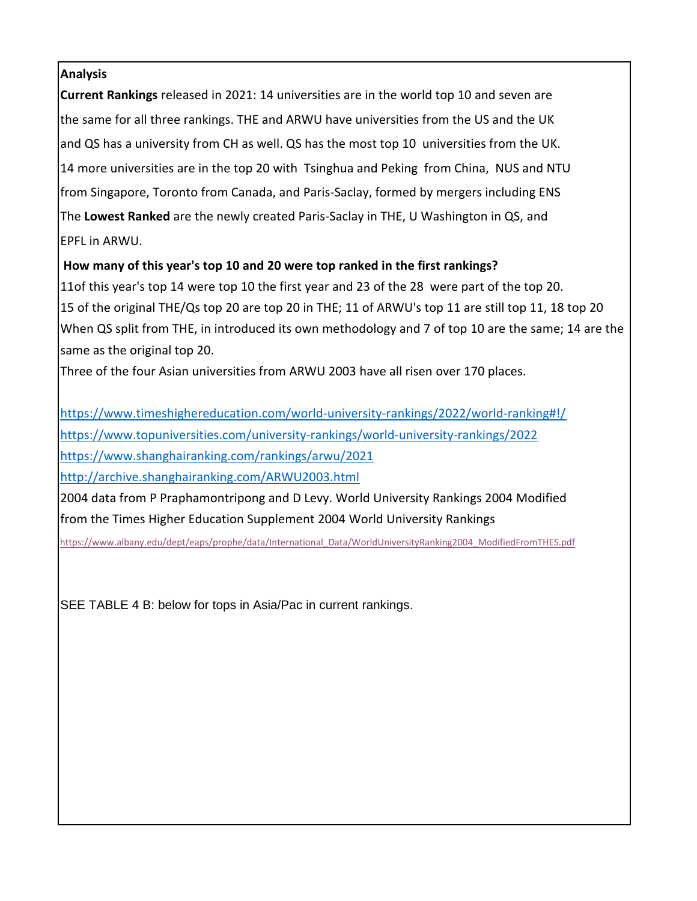**Analysis**

**Current Rankings** released in 2021: 14 universities are in the world top 10 and seven are the same for all three rankings. THE and ARWU have universities from the US and the UK and QS has a university from CH as well. QS has the most top 10 universities from the UK. 14 more universities are in the top 20 with Tsinghua and Peking from China, NUS and NTU from Singapore, Toronto from Canada, and Paris-Saclay, formed by mergers including ENS The **Lowest Ranked** are the newly created Paris-Saclay in THE, U Washington in QS, and EPFL in ARWU.

**How many of this year's top 10 and 20 were top ranked in the first rankings?**

11of this year's top 14 were top 10 the first year and 23 of the 28 were part of the top 20.
15 of the original THE/Qs top 20 are top 20 in THE; 11 of ARWU's top 11 are still top 11, 18 top 20
When QS split from THE, in introduced its own methodology and 7 of top 10 are the same; 14 are the same as the original top 20.
Three of the four Asian universities from ARWU 2003 have all risen over 170 places.

https://www.timeshighereducation.com/world-university-rankings/2022/world-ranking#!/
https://www.topuniversities.com/university-rankings/world-university-rankings/2022
https://www.shanghairanking.com/rankings/arwu/2021
http://archive.shanghairanking.com/ARWU2003.html
2004 data from P Praphamontripong and D Levy. World University Rankings 2004 Modified from the Times Higher Education Supplement 2004 World University Rankings
https://www.albany.edu/dept/eaps/prophe/data/International_Data/WorldUniversityRanking2004_ModifiedFromTHES.pdf

SEE TABLE 4 B: below for tops in Asia/Pac in current rankings.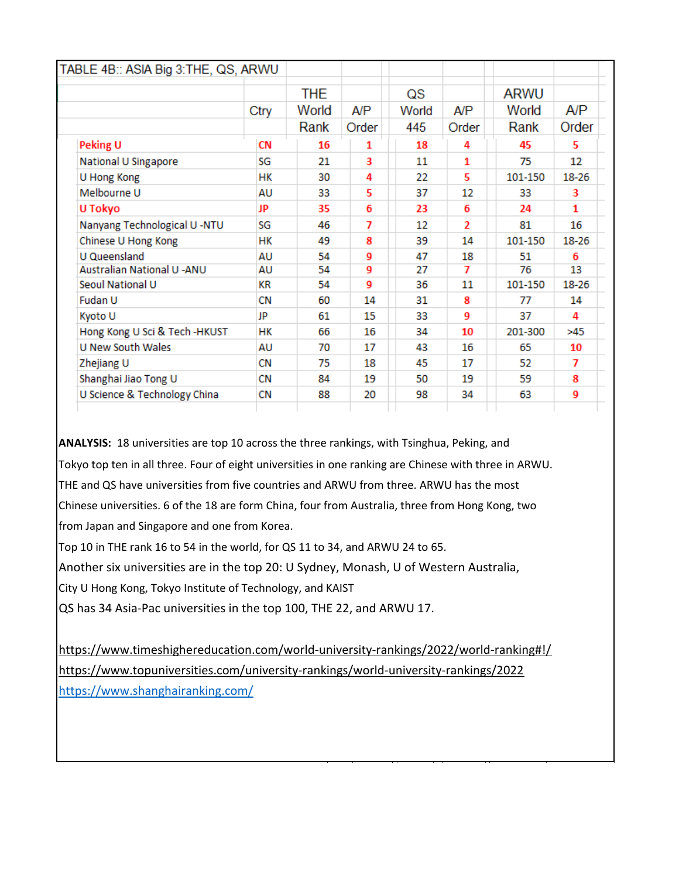TABLE 4B:: ASIA Big 3:THE, QS, ARWU

| | Ctry | THE World Rank | A/P Order | QS World 445 | A/P Order | ARWU World Rank | A/P Order |
|---|---|---|---|---|---|---|---|
| **Peking U** | **CN** | **16** | **1** | **18** | **4** | **45** | **5** |
| National U Singapore | SG | 21 | 3 | 11 | 1 | 75 | 12 |
| U Hong Kong | HK | 30 | 4 | 22 | 5 | 101-150 | 18-26 |
| Melbourne U | AU | 33 | 5 | 37 | 12 | 33 | 3 |
| **U Tokyo** | **JP** | **35** | **6** | **23** | **6** | **24** | **1** |
| Nanyang Technological U -NTU | SG | 46 | 7 | 12 | 2 | 81 | 16 |
| Chinese U Hong Kong | HK | 49 | 8 | 39 | 14 | 101-150 | 18-26 |
| U Queensland | AU | 54 | 9 | 47 | 18 | 51 | 6 |
| Australian National U -ANU | AU | 54 | 9 | 27 | 7 | 76 | 13 |
| Seoul National U | KR | 54 | 9 | 36 | 11 | 101-150 | 18-26 |
| Fudan U | CN | 60 | 14 | 31 | 8 | 77 | 14 |
| Kyoto U | JP | 61 | 15 | 33 | 9 | 37 | 4 |
| Hong Kong U Sci & Tech -HKUST | HK | 66 | 16 | 34 | 10 | 201-300 | >45 |
| U New South Wales | AU | 70 | 17 | 43 | 16 | 65 | 10 |
| Zhejiang U | CN | 75 | 18 | 45 | 17 | 52 | 7 |
| Shanghai Jiao Tong U | CN | 84 | 19 | 50 | 19 | 59 | 8 |
| U Science & Technology China | CN | 88 | 20 | 98 | 34 | 63 | 9 |

**ANALYSIS:** 18 universities are top 10 across the three rankings, with Tsinghua, Peking, and Tokyo top ten in all three. Four of eight universities in one ranking are Chinese with three in ARWU. THE and QS have universities from five countries and ARWU from three. ARWU has the most Chinese universities. 6 of the 18 are form China, four from Australia, three from Hong Kong, two from Japan and Singapore and one from Korea.

Top 10 in THE rank 16 to 54 in the world, for QS 11 to 34, and ARWU 24 to 65.

Another six universities are in the top 20: U Sydney, Monash, U of Western Australia, City U Hong Kong, Tokyo Institute of Technology, and KAIST

QS has 34 Asia-Pac universities in the top 100, THE 22, and ARWU 17.

https://www.timeshighereducation.com/world-university-rankings/2022/world-ranking#!/

https://www.topuniversities.com/university-rankings/world-university-rankings/2022

https://www.shanghairanking.com/